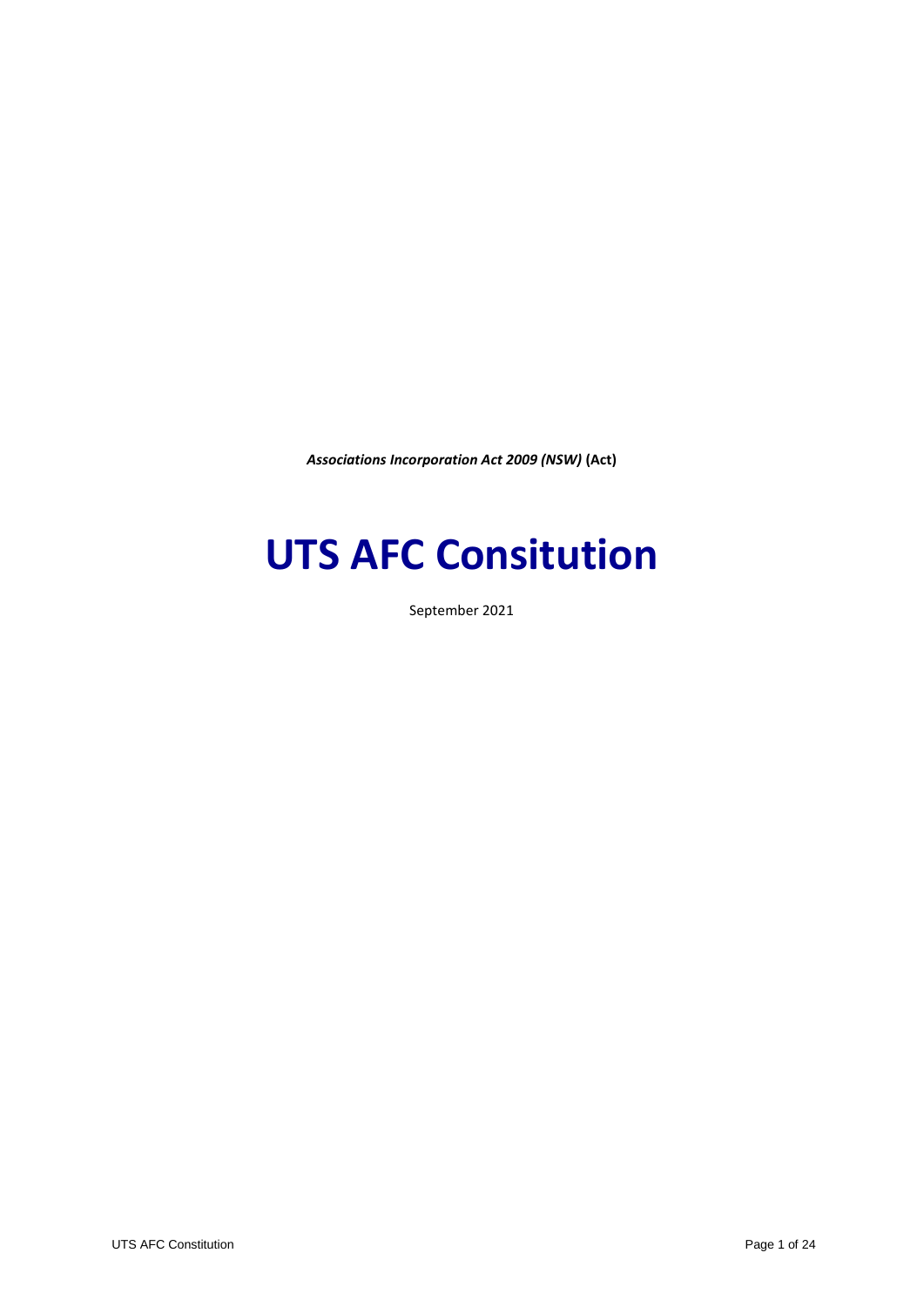***Associations Incorporation Act 2009 (NSW)* (Act)**

# UTS AFC Consitution

September 2021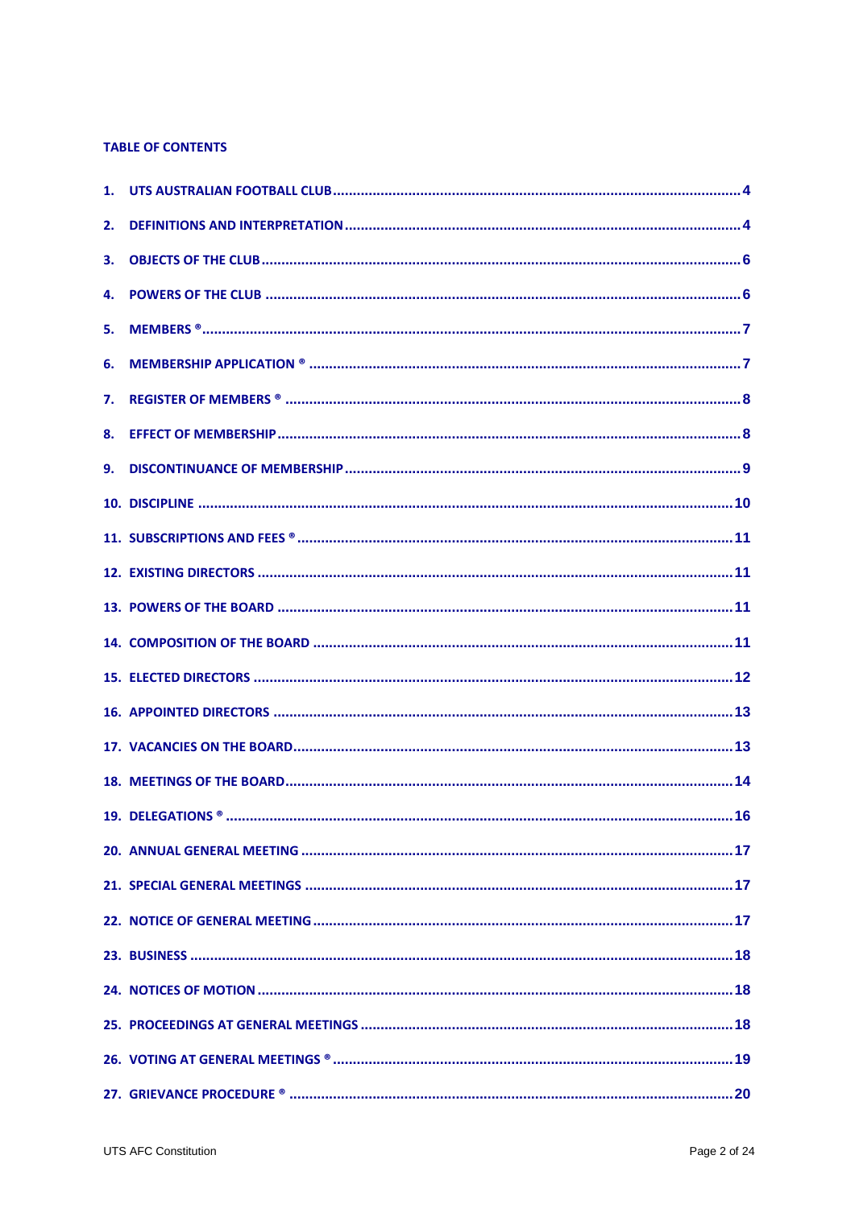**TABLE OF CONTENTS**

1. UTS AUSTRALIAN FOOTBALL CLUB ........ 4
2. DEFINITIONS AND INTERPRETATION ........ 4
3. OBJECTS OF THE CLUB ........ 6
4. POWERS OF THE CLUB ........ 6
5. MEMBERS ® ........ 7
6. MEMBERSHIP APPLICATION ® ........ 7
7. REGISTER OF MEMBERS ® ........ 8
8. EFFECT OF MEMBERSHIP ........ 8
9. DISCONTINUANCE OF MEMBERSHIP ........ 9
10. DISCIPLINE ........ 10
11. SUBSCRIPTIONS AND FEES ® ........ 11
12. EXISTING DIRECTORS ........ 11
13. POWERS OF THE BOARD ........ 11
14. COMPOSITION OF THE BOARD ........ 11
15. ELECTED DIRECTORS ........ 12
16. APPOINTED DIRECTORS ........ 13
17. VACANCIES ON THE BOARD ........ 13
18. MEETINGS OF THE BOARD ........ 14
19. DELEGATIONS ® ........ 16
20. ANNUAL GENERAL MEETING ........ 17
21. SPECIAL GENERAL MEETINGS ........ 17
22. NOTICE OF GENERAL MEETING ........ 17
23. BUSINESS ........ 18
24. NOTICES OF MOTION ........ 18
25. PROCEEDINGS AT GENERAL MEETINGS ........ 18
26. VOTING AT GENERAL MEETINGS ® ........ 19
27. GRIEVANCE PROCEDURE ® ........ 20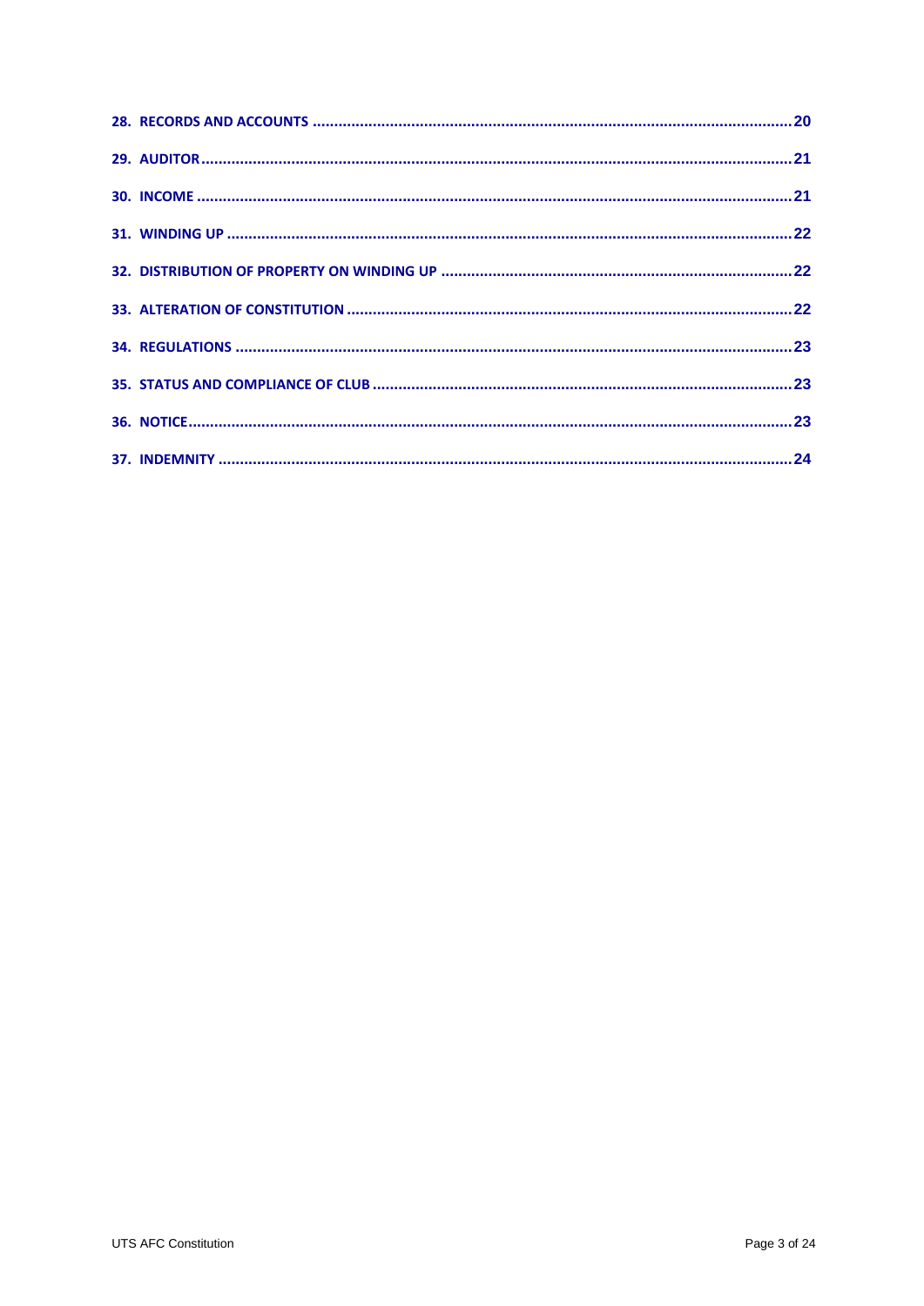28. RECORDS AND ACCOUNTS .................................................................................................................. 20

29. AUDITOR ........................................................................................................................................ 21

30. INCOME ......................................................................................................................................... 21

31. WINDING UP .................................................................................................................................. 22

32. DISTRIBUTION OF PROPERTY ON WINDING UP ................................................................................. 22

33. ALTERATION OF CONSTITUTION ....................................................................................................... 22

34. REGULATIONS ................................................................................................................................ 23

35. STATUS AND COMPLIANCE OF CLUB ................................................................................................. 23

36. NOTICE ........................................................................................................................................... 23

37. INDEMNITY .................................................................................................................................... 24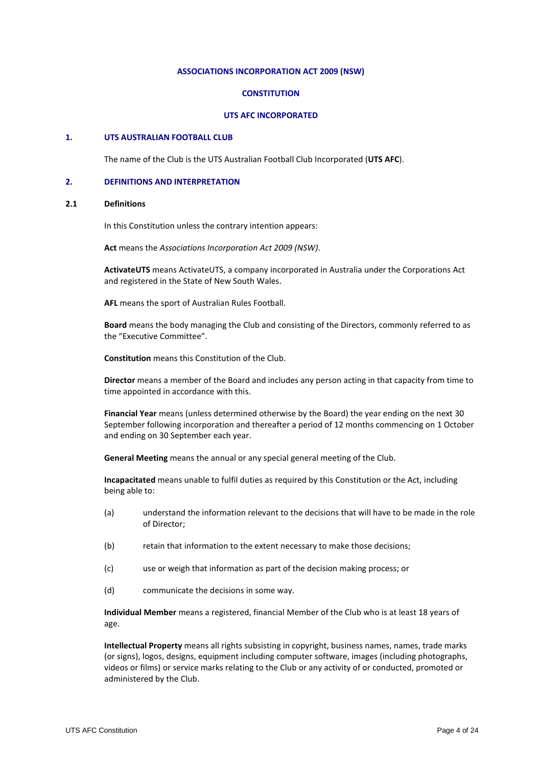**ASSOCIATIONS INCORPORATION ACT 2009 (NSW)**

**CONSTITUTION**

**UTS AFC INCORPORATED**

## 1. UTS AUSTRALIAN FOOTBALL CLUB

The name of the Club is the UTS Australian Football Club Incorporated (**UTS AFC**).

## 2. DEFINITIONS AND INTERPRETATION

### 2.1 Definitions

In this Constitution unless the contrary intention appears:

**Act** means the *Associations Incorporation Act 2009 (NSW)*.

**ActivateUTS** means ActivateUTS, a company incorporated in Australia under the Corporations Act and registered in the State of New South Wales.

**AFL** means the sport of Australian Rules Football.

**Board** means the body managing the Club and consisting of the Directors, commonly referred to as the "Executive Committee".

**Constitution** means this Constitution of the Club.

**Director** means a member of the Board and includes any person acting in that capacity from time to time appointed in accordance with this.

**Financial Year** means (unless determined otherwise by the Board) the year ending on the next 30 September following incorporation and thereafter a period of 12 months commencing on 1 October and ending on 30 September each year.

**General Meeting** means the annual or any special general meeting of the Club.

**Incapacitated** means unable to fulfil duties as required by this Constitution or the Act, including being able to:

(a) understand the information relevant to the decisions that will have to be made in the role of Director;

(b) retain that information to the extent necessary to make those decisions;

(c) use or weigh that information as part of the decision making process; or

(d) communicate the decisions in some way.

**Individual Member** means a registered, financial Member of the Club who is at least 18 years of age.

**Intellectual Property** means all rights subsisting in copyright, business names, names, trade marks (or signs), logos, designs, equipment including computer software, images (including photographs, videos or films) or service marks relating to the Club or any activity of or conducted, promoted or administered by the Club.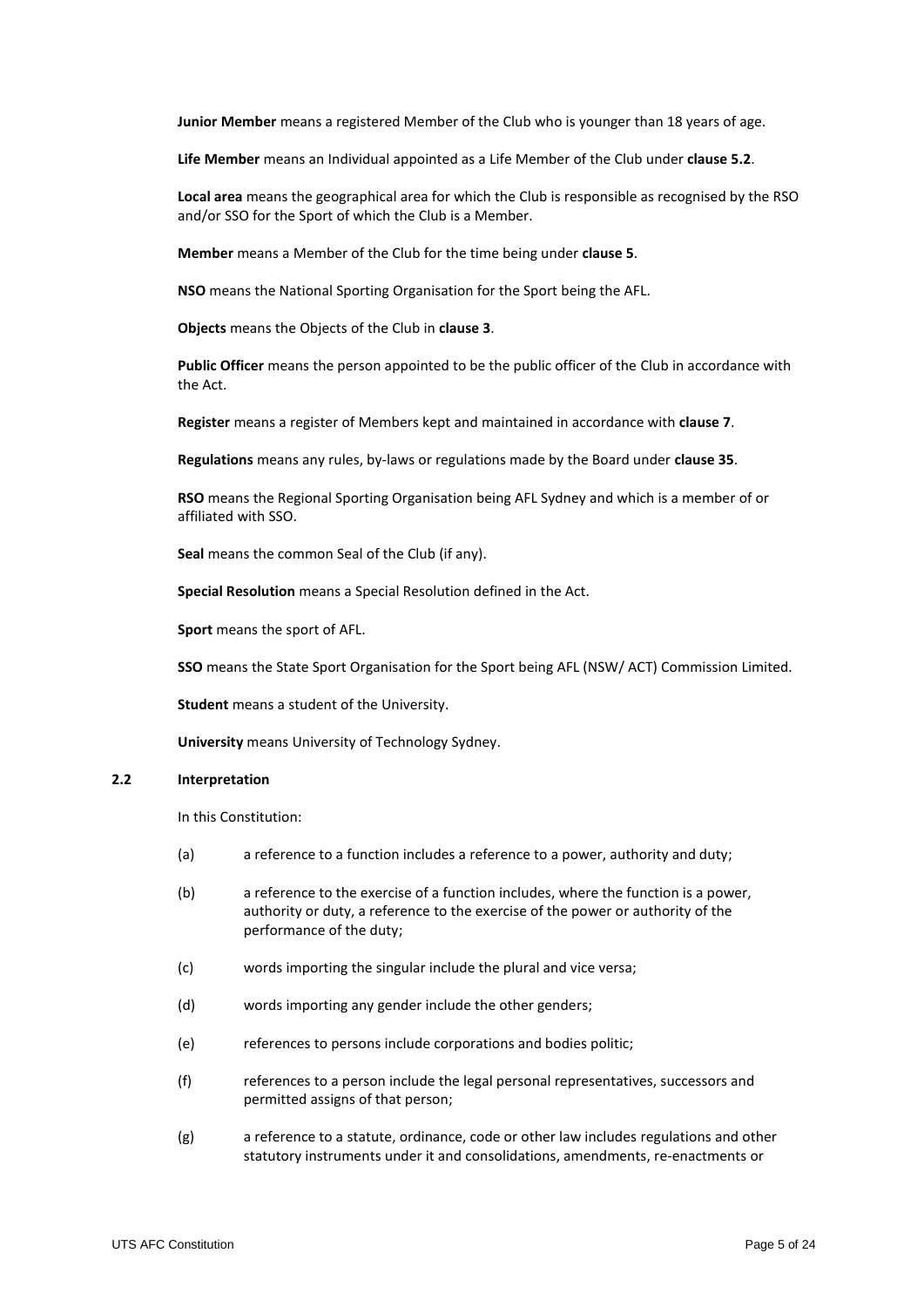**Junior Member** means a registered Member of the Club who is younger than 18 years of age.

**Life Member** means an Individual appointed as a Life Member of the Club under **clause 5.2**.

**Local area** means the geographical area for which the Club is responsible as recognised by the RSO and/or SSO for the Sport of which the Club is a Member.

**Member** means a Member of the Club for the time being under **clause 5**.

**NSO** means the National Sporting Organisation for the Sport being the AFL.

**Objects** means the Objects of the Club in **clause 3**.

**Public Officer** means the person appointed to be the public officer of the Club in accordance with the Act.

**Register** means a register of Members kept and maintained in accordance with **clause 7**.

**Regulations** means any rules, by-laws or regulations made by the Board under **clause 35**.

**RSO** means the Regional Sporting Organisation being AFL Sydney and which is a member of or affiliated with SSO.

**Seal** means the common Seal of the Club (if any).

**Special Resolution** means a Special Resolution defined in the Act.

**Sport** means the sport of AFL.

**SSO** means the State Sport Organisation for the Sport being AFL (NSW/ ACT) Commission Limited.

**Student** means a student of the University.

**University** means University of Technology Sydney.

**2.2 Interpretation**

In this Constitution:

(a) a reference to a function includes a reference to a power, authority and duty;

(b) a reference to the exercise of a function includes, where the function is a power, authority or duty, a reference to the exercise of the power or authority of the performance of the duty;

(c) words importing the singular include the plural and vice versa;

(d) words importing any gender include the other genders;

(e) references to persons include corporations and bodies politic;

(f) references to a person include the legal personal representatives, successors and permitted assigns of that person;

(g) a reference to a statute, ordinance, code or other law includes regulations and other statutory instruments under it and consolidations, amendments, re-enactments or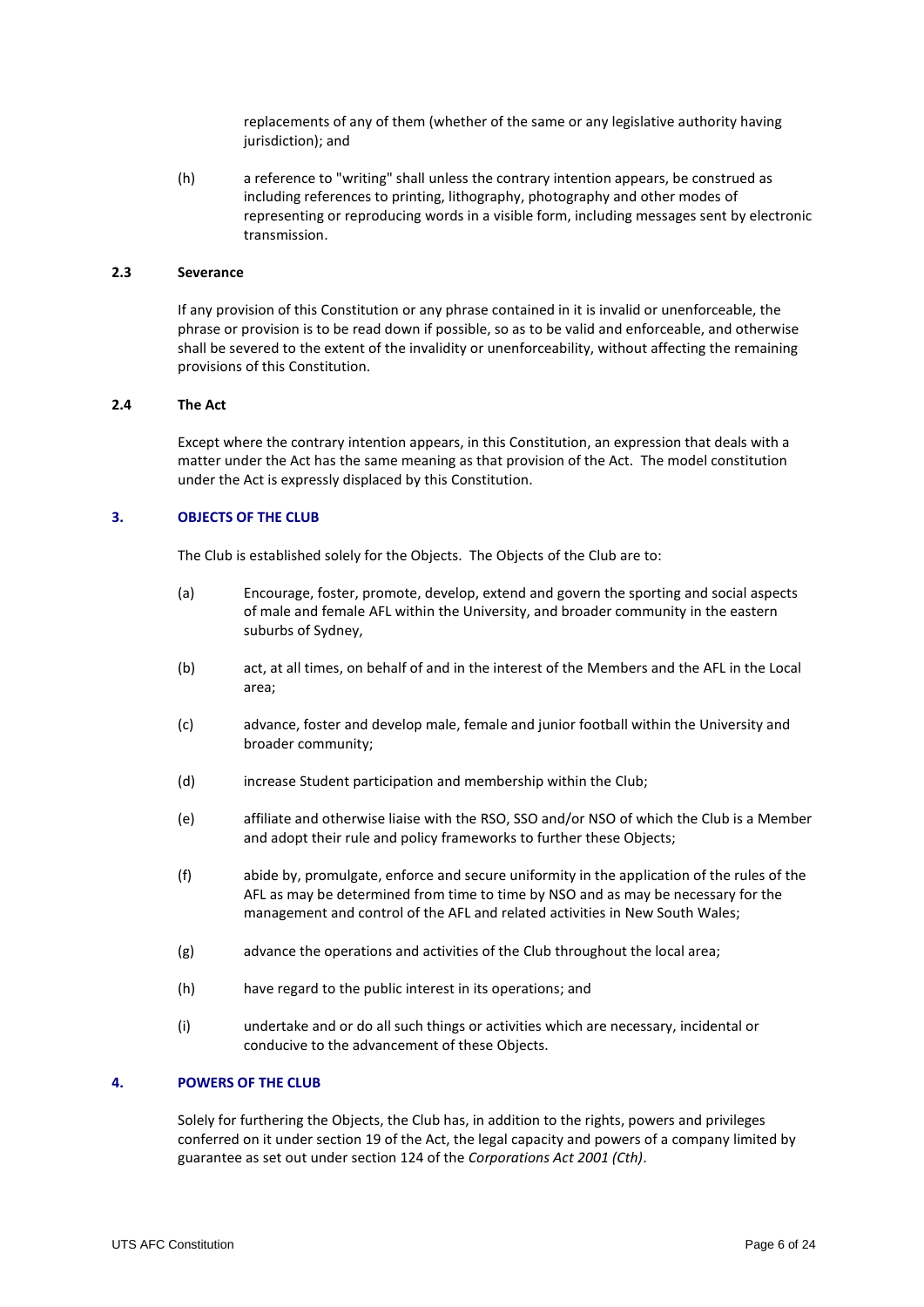replacements of any of them (whether of the same or any legislative authority having jurisdiction); and

(h) a reference to "writing" shall unless the contrary intention appears, be construed as including references to printing, lithography, photography and other modes of representing or reproducing words in a visible form, including messages sent by electronic transmission.

### 2.3 Severance

If any provision of this Constitution or any phrase contained in it is invalid or unenforceable, the phrase or provision is to be read down if possible, so as to be valid and enforceable, and otherwise shall be severed to the extent of the invalidity or unenforceability, without affecting the remaining provisions of this Constitution.

### 2.4 The Act

Except where the contrary intention appears, in this Constitution, an expression that deals with a matter under the Act has the same meaning as that provision of the Act. The model constitution under the Act is expressly displaced by this Constitution.

## 3. OBJECTS OF THE CLUB

The Club is established solely for the Objects. The Objects of the Club are to:

(a) Encourage, foster, promote, develop, extend and govern the sporting and social aspects of male and female AFL within the University, and broader community in the eastern suburbs of Sydney,

(b) act, at all times, on behalf of and in the interest of the Members and the AFL in the Local area;

(c) advance, foster and develop male, female and junior football within the University and broader community;

(d) increase Student participation and membership within the Club;

(e) affiliate and otherwise liaise with the RSO, SSO and/or NSO of which the Club is a Member and adopt their rule and policy frameworks to further these Objects;

(f) abide by, promulgate, enforce and secure uniformity in the application of the rules of the AFL as may be determined from time to time by NSO and as may be necessary for the management and control of the AFL and related activities in New South Wales;

(g) advance the operations and activities of the Club throughout the local area;

(h) have regard to the public interest in its operations; and

(i) undertake and or do all such things or activities which are necessary, incidental or conducive to the advancement of these Objects.

## 4. POWERS OF THE CLUB

Solely for furthering the Objects, the Club has, in addition to the rights, powers and privileges conferred on it under section 19 of the Act, the legal capacity and powers of a company limited by guarantee as set out under section 124 of the *Corporations Act 2001 (Cth)*.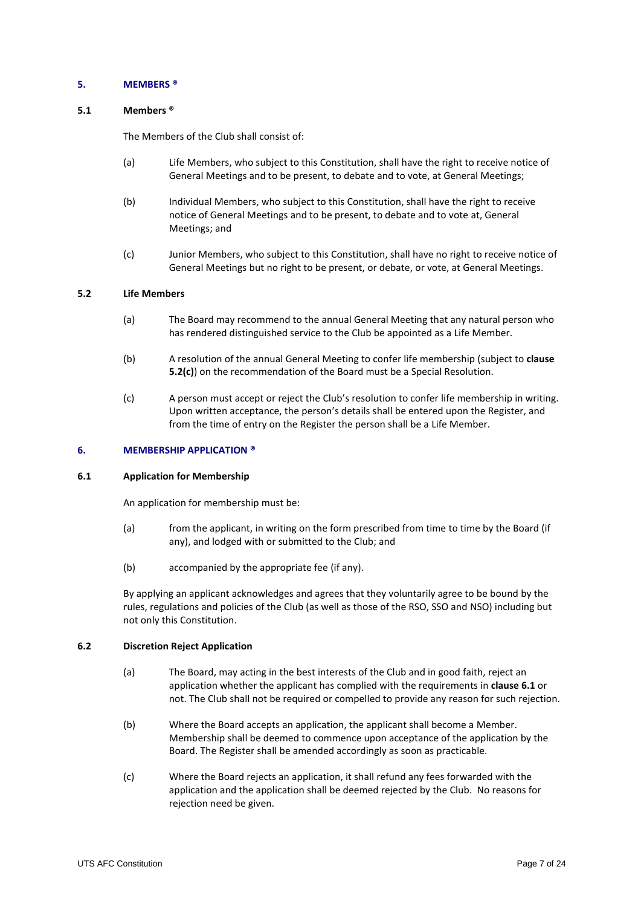## 5. MEMBERS ®

### 5.1 Members ®

The Members of the Club shall consist of:

(a) Life Members, who subject to this Constitution, shall have the right to receive notice of General Meetings and to be present, to debate and to vote, at General Meetings;

(b) Individual Members, who subject to this Constitution, shall have the right to receive notice of General Meetings and to be present, to debate and to vote at, General Meetings; and

(c) Junior Members, who subject to this Constitution, shall have no right to receive notice of General Meetings but no right to be present, or debate, or vote, at General Meetings.

### 5.2 Life Members

(a) The Board may recommend to the annual General Meeting that any natural person who has rendered distinguished service to the Club be appointed as a Life Member.

(b) A resolution of the annual General Meeting to confer life membership (subject to **clause 5.2(c)**) on the recommendation of the Board must be a Special Resolution.

(c) A person must accept or reject the Club's resolution to confer life membership in writing. Upon written acceptance, the person's details shall be entered upon the Register, and from the time of entry on the Register the person shall be a Life Member.

## 6. MEMBERSHIP APPLICATION ®

### 6.1 Application for Membership

An application for membership must be:

(a) from the applicant, in writing on the form prescribed from time to time by the Board (if any), and lodged with or submitted to the Club; and

(b) accompanied by the appropriate fee (if any).

By applying an applicant acknowledges and agrees that they voluntarily agree to be bound by the rules, regulations and policies of the Club (as well as those of the RSO, SSO and NSO) including but not only this Constitution.

### 6.2 Discretion Reject Application

(a) The Board, may acting in the best interests of the Club and in good faith, reject an application whether the applicant has complied with the requirements in **clause 6.1** or not. The Club shall not be required or compelled to provide any reason for such rejection.

(b) Where the Board accepts an application, the applicant shall become a Member. Membership shall be deemed to commence upon acceptance of the application by the Board. The Register shall be amended accordingly as soon as practicable.

(c) Where the Board rejects an application, it shall refund any fees forwarded with the application and the application shall be deemed rejected by the Club. No reasons for rejection need be given.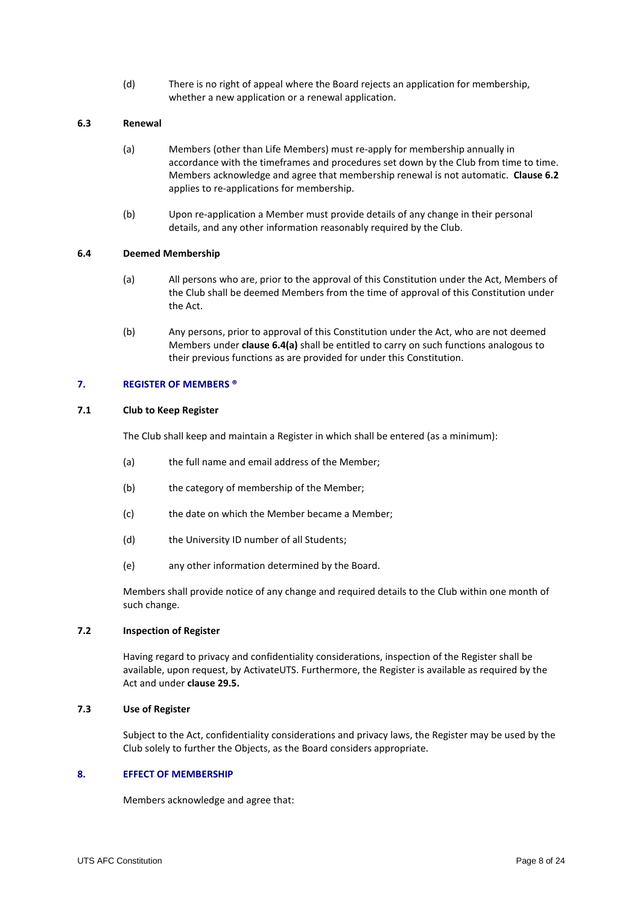(d) There is no right of appeal where the Board rejects an application for membership, whether a new application or a renewal application.

### 6.3 Renewal

(a) Members (other than Life Members) must re-apply for membership annually in accordance with the timeframes and procedures set down by the Club from time to time. Members acknowledge and agree that membership renewal is not automatic. **Clause 6.2** applies to re-applications for membership.

(b) Upon re-application a Member must provide details of any change in their personal details, and any other information reasonably required by the Club.

### 6.4 Deemed Membership

(a) All persons who are, prior to the approval of this Constitution under the Act, Members of the Club shall be deemed Members from the time of approval of this Constitution under the Act.

(b) Any persons, prior to approval of this Constitution under the Act, who are not deemed Members under **clause 6.4(a)** shall be entitled to carry on such functions analogous to their previous functions as are provided for under this Constitution.

## 7. REGISTER OF MEMBERS ®

### 7.1 Club to Keep Register

The Club shall keep and maintain a Register in which shall be entered (as a minimum):

(a) the full name and email address of the Member;

(b) the category of membership of the Member;

(c) the date on which the Member became a Member;

(d) the University ID number of all Students;

(e) any other information determined by the Board.

Members shall provide notice of any change and required details to the Club within one month of such change.

### 7.2 Inspection of Register

Having regard to privacy and confidentiality considerations, inspection of the Register shall be available, upon request, by ActivateUTS. Furthermore, the Register is available as required by the Act and under **clause 29.5.**

### 7.3 Use of Register

Subject to the Act, confidentiality considerations and privacy laws, the Register may be used by the Club solely to further the Objects, as the Board considers appropriate.

## 8. EFFECT OF MEMBERSHIP

Members acknowledge and agree that: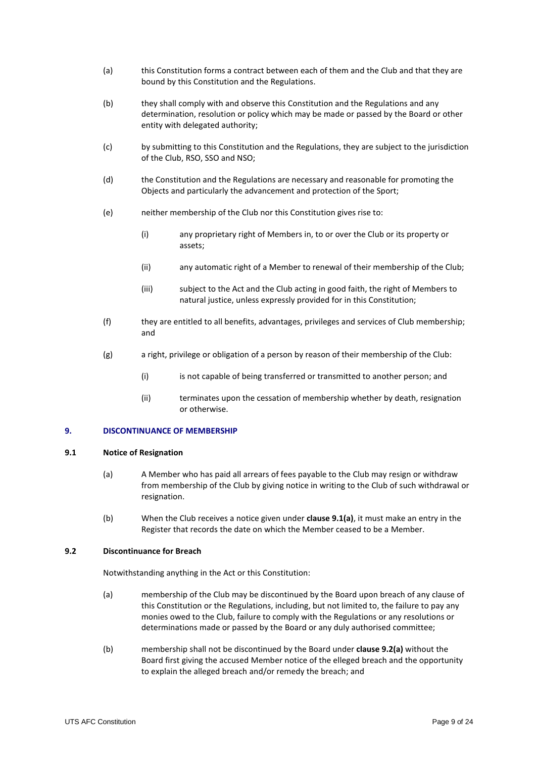(a) this Constitution forms a contract between each of them and the Club and that they are bound by this Constitution and the Regulations.

(b) they shall comply with and observe this Constitution and the Regulations and any determination, resolution or policy which may be made or passed by the Board or other entity with delegated authority;

(c) by submitting to this Constitution and the Regulations, they are subject to the jurisdiction of the Club, RSO, SSO and NSO;

(d) the Constitution and the Regulations are necessary and reasonable for promoting the Objects and particularly the advancement and protection of the Sport;

(e) neither membership of the Club nor this Constitution gives rise to:

  (i) any proprietary right of Members in, to or over the Club or its property or assets;

  (ii) any automatic right of a Member to renewal of their membership of the Club;

  (iii) subject to the Act and the Club acting in good faith, the right of Members to natural justice, unless expressly provided for in this Constitution;

(f) they are entitled to all benefits, advantages, privileges and services of Club membership; and

(g) a right, privilege or obligation of a person by reason of their membership of the Club:

  (i) is not capable of being transferred or transmitted to another person; and

  (ii) terminates upon the cessation of membership whether by death, resignation or otherwise.

## 9. DISCONTINUANCE OF MEMBERSHIP

### 9.1 Notice of Resignation

(a) A Member who has paid all arrears of fees payable to the Club may resign or withdraw from membership of the Club by giving notice in writing to the Club of such withdrawal or resignation.

(b) When the Club receives a notice given under **clause 9.1(a)**, it must make an entry in the Register that records the date on which the Member ceased to be a Member.

### 9.2 Discontinuance for Breach

Notwithstanding anything in the Act or this Constitution:

(a) membership of the Club may be discontinued by the Board upon breach of any clause of this Constitution or the Regulations, including, but not limited to, the failure to pay any monies owed to the Club, failure to comply with the Regulations or any resolutions or determinations made or passed by the Board or any duly authorised committee;

(b) membership shall not be discontinued by the Board under **clause 9.2(a)** without the Board first giving the accused Member notice of the elleged breach and the opportunity to explain the alleged breach and/or remedy the breach; and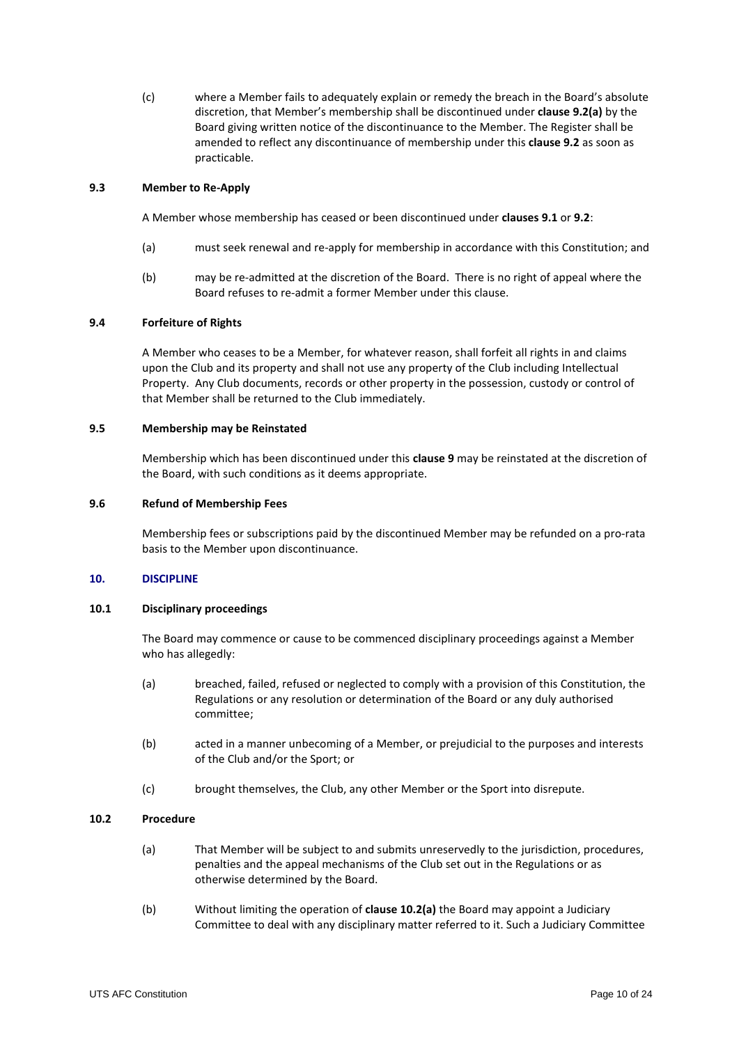(c) where a Member fails to adequately explain or remedy the breach in the Board's absolute discretion, that Member's membership shall be discontinued under **clause 9.2(a)** by the Board giving written notice of the discontinuance to the Member. The Register shall be amended to reflect any discontinuance of membership under this **clause 9.2** as soon as practicable.

#### 9.3 Member to Re-Apply

A Member whose membership has ceased or been discontinued under **clauses 9.1** or **9.2**:

(a) must seek renewal and re-apply for membership in accordance with this Constitution; and

(b) may be re-admitted at the discretion of the Board. There is no right of appeal where the Board refuses to re-admit a former Member under this clause.

#### 9.4 Forfeiture of Rights

A Member who ceases to be a Member, for whatever reason, shall forfeit all rights in and claims upon the Club and its property and shall not use any property of the Club including Intellectual Property. Any Club documents, records or other property in the possession, custody or control of that Member shall be returned to the Club immediately.

#### 9.5 Membership may be Reinstated

Membership which has been discontinued under this **clause 9** may be reinstated at the discretion of the Board, with such conditions as it deems appropriate.

#### 9.6 Refund of Membership Fees

Membership fees or subscriptions paid by the discontinued Member may be refunded on a pro-rata basis to the Member upon discontinuance.

### 10. DISCIPLINE

#### 10.1 Disciplinary proceedings

The Board may commence or cause to be commenced disciplinary proceedings against a Member who has allegedly:

(a) breached, failed, refused or neglected to comply with a provision of this Constitution, the Regulations or any resolution or determination of the Board or any duly authorised committee;

(b) acted in a manner unbecoming of a Member, or prejudicial to the purposes and interests of the Club and/or the Sport; or

(c) brought themselves, the Club, any other Member or the Sport into disrepute.

#### 10.2 Procedure

(a) That Member will be subject to and submits unreservedly to the jurisdiction, procedures, penalties and the appeal mechanisms of the Club set out in the Regulations or as otherwise determined by the Board.

(b) Without limiting the operation of **clause 10.2(a)** the Board may appoint a Judiciary Committee to deal with any disciplinary matter referred to it. Such a Judiciary Committee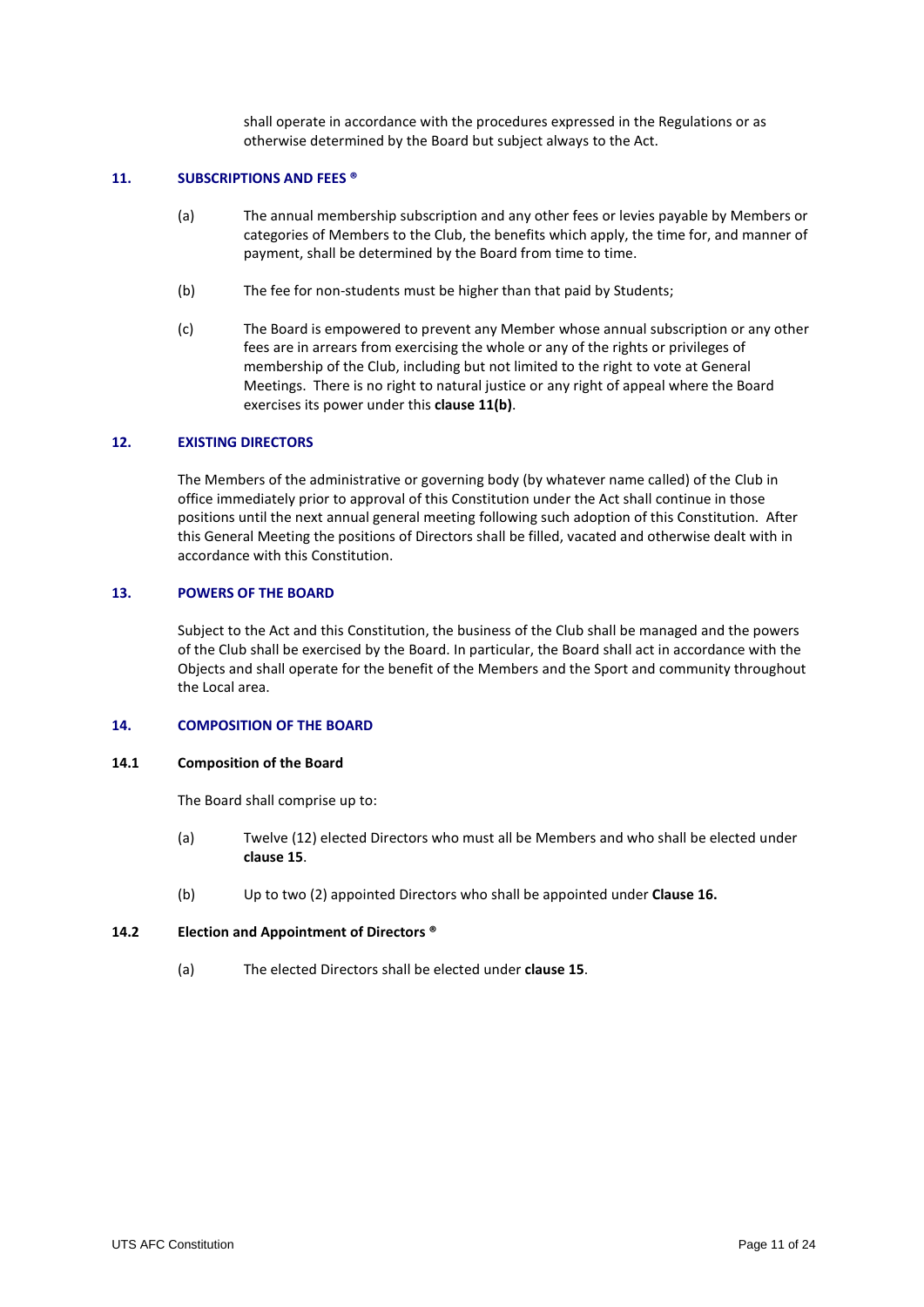shall operate in accordance with the procedures expressed in the Regulations or as otherwise determined by the Board but subject always to the Act.

## 11. SUBSCRIPTIONS AND FEES ®

(a) The annual membership subscription and any other fees or levies payable by Members or categories of Members to the Club, the benefits which apply, the time for, and manner of payment, shall be determined by the Board from time to time.

(b) The fee for non-students must be higher than that paid by Students;

(c) The Board is empowered to prevent any Member whose annual subscription or any other fees are in arrears from exercising the whole or any of the rights or privileges of membership of the Club, including but not limited to the right to vote at General Meetings. There is no right to natural justice or any right of appeal where the Board exercises its power under this **clause 11(b)**.

## 12. EXISTING DIRECTORS

The Members of the administrative or governing body (by whatever name called) of the Club in office immediately prior to approval of this Constitution under the Act shall continue in those positions until the next annual general meeting following such adoption of this Constitution. After this General Meeting the positions of Directors shall be filled, vacated and otherwise dealt with in accordance with this Constitution.

## 13. POWERS OF THE BOARD

Subject to the Act and this Constitution, the business of the Club shall be managed and the powers of the Club shall be exercised by the Board. In particular, the Board shall act in accordance with the Objects and shall operate for the benefit of the Members and the Sport and community throughout the Local area.

## 14. COMPOSITION OF THE BOARD

### 14.1 Composition of the Board

The Board shall comprise up to:

(a) Twelve (12) elected Directors who must all be Members and who shall be elected under **clause 15**.

(b) Up to two (2) appointed Directors who shall be appointed under **Clause 16.**

### 14.2 Election and Appointment of Directors ®

(a) The elected Directors shall be elected under **clause 15**.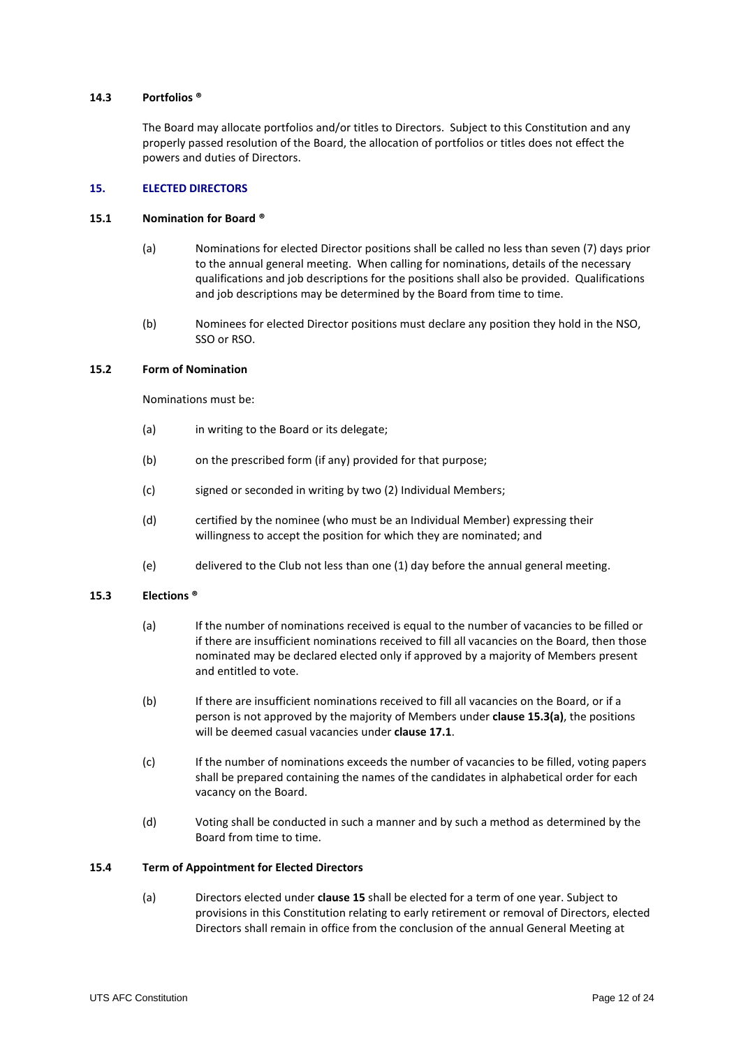### 14.3 Portfolios ®

The Board may allocate portfolios and/or titles to Directors. Subject to this Constitution and any properly passed resolution of the Board, the allocation of portfolios or titles does not effect the powers and duties of Directors.

## 15. ELECTED DIRECTORS

### 15.1 Nomination for Board ®

(a) Nominations for elected Director positions shall be called no less than seven (7) days prior to the annual general meeting. When calling for nominations, details of the necessary qualifications and job descriptions for the positions shall also be provided. Qualifications and job descriptions may be determined by the Board from time to time.

(b) Nominees for elected Director positions must declare any position they hold in the NSO, SSO or RSO.

### 15.2 Form of Nomination

Nominations must be:

(a) in writing to the Board or its delegate;

(b) on the prescribed form (if any) provided for that purpose;

(c) signed or seconded in writing by two (2) Individual Members;

(d) certified by the nominee (who must be an Individual Member) expressing their willingness to accept the position for which they are nominated; and

(e) delivered to the Club not less than one (1) day before the annual general meeting.

### 15.3 Elections ®

(a) If the number of nominations received is equal to the number of vacancies to be filled or if there are insufficient nominations received to fill all vacancies on the Board, then those nominated may be declared elected only if approved by a majority of Members present and entitled to vote.

(b) If there are insufficient nominations received to fill all vacancies on the Board, or if a person is not approved by the majority of Members under **clause 15.3(a)**, the positions will be deemed casual vacancies under **clause 17.1**.

(c) If the number of nominations exceeds the number of vacancies to be filled, voting papers shall be prepared containing the names of the candidates in alphabetical order for each vacancy on the Board.

(d) Voting shall be conducted in such a manner and by such a method as determined by the Board from time to time.

### 15.4 Term of Appointment for Elected Directors

(a) Directors elected under **clause 15** shall be elected for a term of one year. Subject to provisions in this Constitution relating to early retirement or removal of Directors, elected Directors shall remain in office from the conclusion of the annual General Meeting at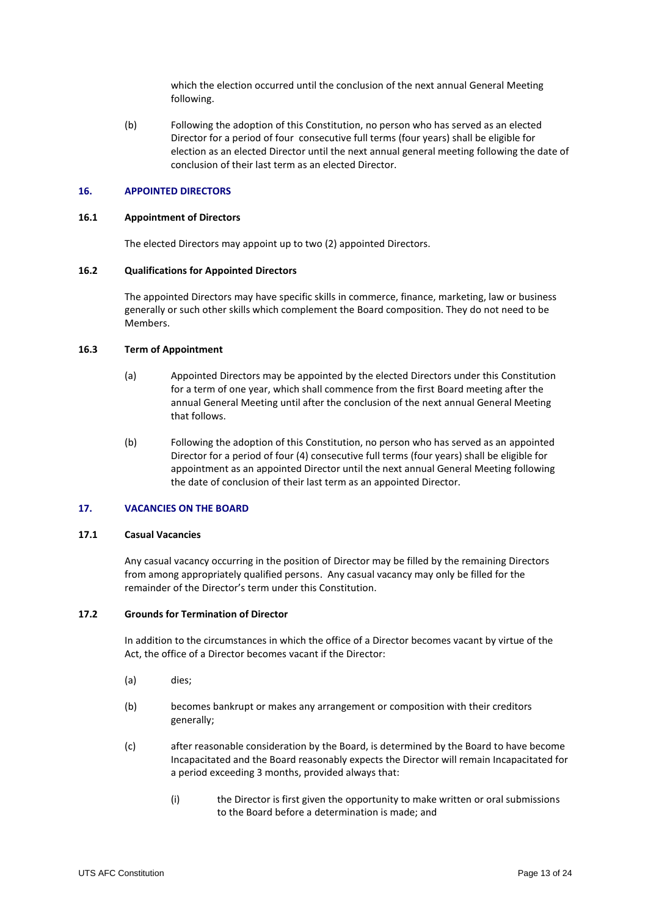which the election occurred until the conclusion of the next annual General Meeting following.

(b) Following the adoption of this Constitution, no person who has served as an elected Director for a period of four consecutive full terms (four years) shall be eligible for election as an elected Director until the next annual general meeting following the date of conclusion of their last term as an elected Director.

## 16. APPOINTED DIRECTORS

### 16.1 Appointment of Directors

The elected Directors may appoint up to two (2) appointed Directors.

### 16.2 Qualifications for Appointed Directors

The appointed Directors may have specific skills in commerce, finance, marketing, law or business generally or such other skills which complement the Board composition. They do not need to be Members.

### 16.3 Term of Appointment

(a) Appointed Directors may be appointed by the elected Directors under this Constitution for a term of one year, which shall commence from the first Board meeting after the annual General Meeting until after the conclusion of the next annual General Meeting that follows.

(b) Following the adoption of this Constitution, no person who has served as an appointed Director for a period of four (4) consecutive full terms (four years) shall be eligible for appointment as an appointed Director until the next annual General Meeting following the date of conclusion of their last term as an appointed Director.

## 17. VACANCIES ON THE BOARD

### 17.1 Casual Vacancies

Any casual vacancy occurring in the position of Director may be filled by the remaining Directors from among appropriately qualified persons. Any casual vacancy may only be filled for the remainder of the Director's term under this Constitution.

### 17.2 Grounds for Termination of Director

In addition to the circumstances in which the office of a Director becomes vacant by virtue of the Act, the office of a Director becomes vacant if the Director:

(a) dies;

(b) becomes bankrupt or makes any arrangement or composition with their creditors generally;

(c) after reasonable consideration by the Board, is determined by the Board to have become Incapacitated and the Board reasonably expects the Director will remain Incapacitated for a period exceeding 3 months, provided always that:

(i) the Director is first given the opportunity to make written or oral submissions to the Board before a determination is made; and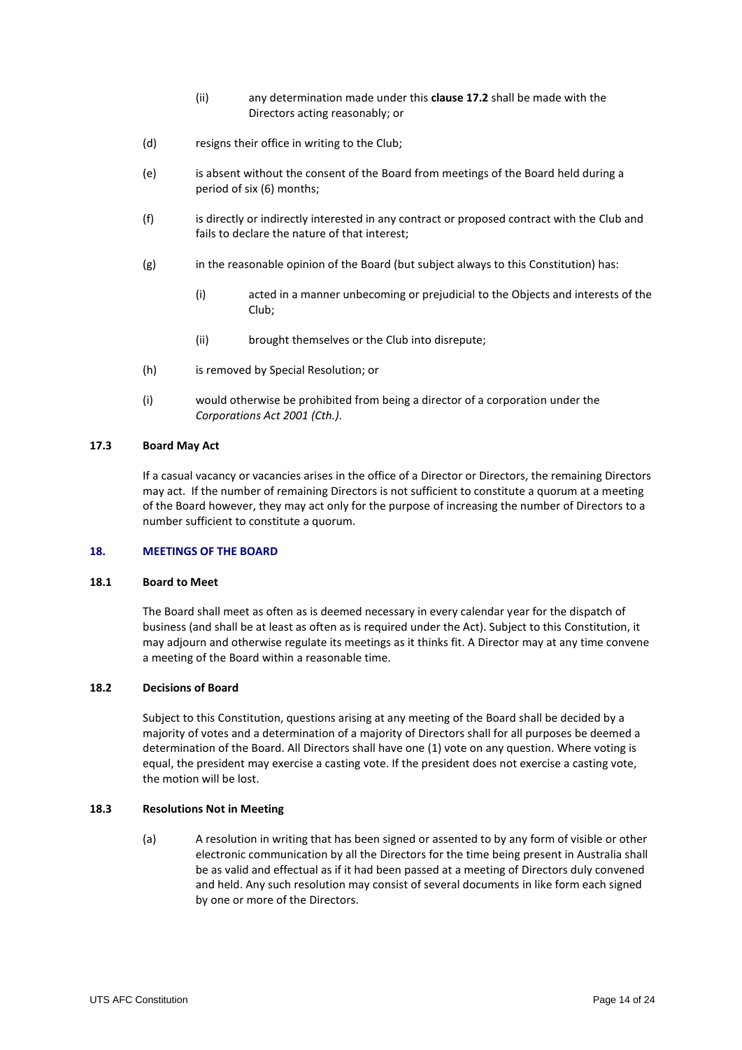(ii) any determination made under this **clause 17.2** shall be made with the Directors acting reasonably; or

(d) resigns their office in writing to the Club;

(e) is absent without the consent of the Board from meetings of the Board held during a period of six (6) months;

(f) is directly or indirectly interested in any contract or proposed contract with the Club and fails to declare the nature of that interest;

(g) in the reasonable opinion of the Board (but subject always to this Constitution) has:

(i) acted in a manner unbecoming or prejudicial to the Objects and interests of the Club;

(ii) brought themselves or the Club into disrepute;

(h) is removed by Special Resolution; or

(i) would otherwise be prohibited from being a director of a corporation under the *Corporations Act 2001 (Cth.)*.

### 17.3 Board May Act

If a casual vacancy or vacancies arises in the office of a Director or Directors, the remaining Directors may act. If the number of remaining Directors is not sufficient to constitute a quorum at a meeting of the Board however, they may act only for the purpose of increasing the number of Directors to a number sufficient to constitute a quorum.

## 18. MEETINGS OF THE BOARD

### 18.1 Board to Meet

The Board shall meet as often as is deemed necessary in every calendar year for the dispatch of business (and shall be at least as often as is required under the Act). Subject to this Constitution, it may adjourn and otherwise regulate its meetings as it thinks fit. A Director may at any time convene a meeting of the Board within a reasonable time.

### 18.2 Decisions of Board

Subject to this Constitution, questions arising at any meeting of the Board shall be decided by a majority of votes and a determination of a majority of Directors shall for all purposes be deemed a determination of the Board. All Directors shall have one (1) vote on any question. Where voting is equal, the president may exercise a casting vote. If the president does not exercise a casting vote, the motion will be lost.

### 18.3 Resolutions Not in Meeting

(a) A resolution in writing that has been signed or assented to by any form of visible or other electronic communication by all the Directors for the time being present in Australia shall be as valid and effectual as if it had been passed at a meeting of Directors duly convened and held. Any such resolution may consist of several documents in like form each signed by one or more of the Directors.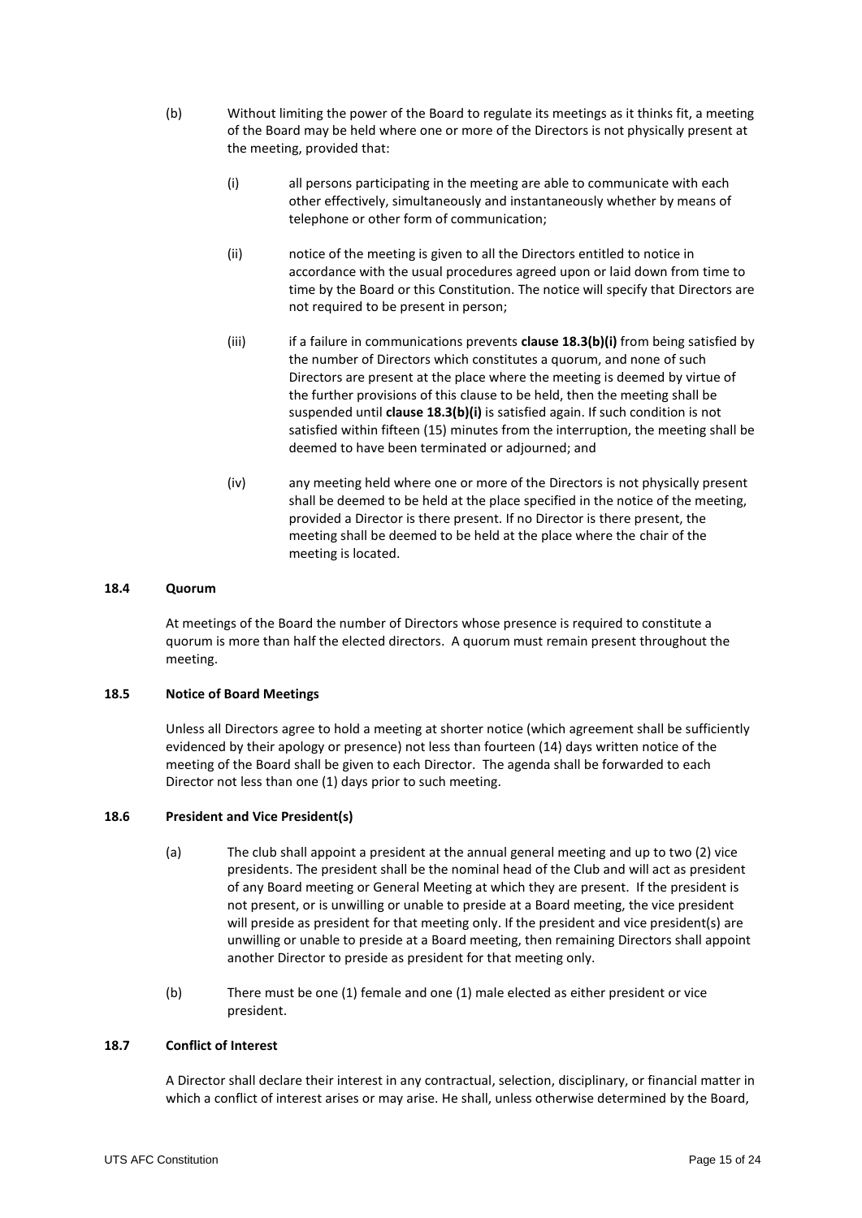(b) Without limiting the power of the Board to regulate its meetings as it thinks fit, a meeting of the Board may be held where one or more of the Directors is not physically present at the meeting, provided that:

(i) all persons participating in the meeting are able to communicate with each other effectively, simultaneously and instantaneously whether by means of telephone or other form of communication;

(ii) notice of the meeting is given to all the Directors entitled to notice in accordance with the usual procedures agreed upon or laid down from time to time by the Board or this Constitution. The notice will specify that Directors are not required to be present in person;

(iii) if a failure in communications prevents **clause 18.3(b)(i)** from being satisfied by the number of Directors which constitutes a quorum, and none of such Directors are present at the place where the meeting is deemed by virtue of the further provisions of this clause to be held, then the meeting shall be suspended until **clause 18.3(b)(i)** is satisfied again. If such condition is not satisfied within fifteen (15) minutes from the interruption, the meeting shall be deemed to have been terminated or adjourned; and

(iv) any meeting held where one or more of the Directors is not physically present shall be deemed to be held at the place specified in the notice of the meeting, provided a Director is there present. If no Director is there present, the meeting shall be deemed to be held at the place where the chair of the meeting is located.

### 18.4 Quorum

At meetings of the Board the number of Directors whose presence is required to constitute a quorum is more than half the elected directors. A quorum must remain present throughout the meeting.

### 18.5 Notice of Board Meetings

Unless all Directors agree to hold a meeting at shorter notice (which agreement shall be sufficiently evidenced by their apology or presence) not less than fourteen (14) days written notice of the meeting of the Board shall be given to each Director. The agenda shall be forwarded to each Director not less than one (1) days prior to such meeting.

### 18.6 President and Vice President(s)

(a) The club shall appoint a president at the annual general meeting and up to two (2) vice presidents. The president shall be the nominal head of the Club and will act as president of any Board meeting or General Meeting at which they are present. If the president is not present, or is unwilling or unable to preside at a Board meeting, the vice president will preside as president for that meeting only. If the president and vice president(s) are unwilling or unable to preside at a Board meeting, then remaining Directors shall appoint another Director to preside as president for that meeting only.

(b) There must be one (1) female and one (1) male elected as either president or vice president.

### 18.7 Conflict of Interest

A Director shall declare their interest in any contractual, selection, disciplinary, or financial matter in which a conflict of interest arises or may arise. He shall, unless otherwise determined by the Board,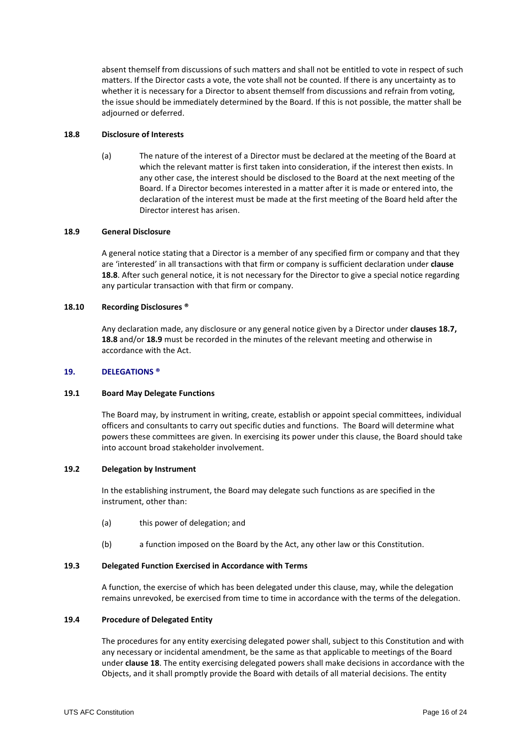absent themself from discussions of such matters and shall not be entitled to vote in respect of such matters. If the Director casts a vote, the vote shall not be counted. If there is any uncertainty as to whether it is necessary for a Director to absent themself from discussions and refrain from voting, the issue should be immediately determined by the Board. If this is not possible, the matter shall be adjourned or deferred.

### 18.8 Disclosure of Interests

(a) The nature of the interest of a Director must be declared at the meeting of the Board at which the relevant matter is first taken into consideration, if the interest then exists. In any other case, the interest should be disclosed to the Board at the next meeting of the Board. If a Director becomes interested in a matter after it is made or entered into, the declaration of the interest must be made at the first meeting of the Board held after the Director interest has arisen.

### 18.9 General Disclosure

A general notice stating that a Director is a member of any specified firm or company and that they are 'interested' in all transactions with that firm or company is sufficient declaration under **clause 18.8**. After such general notice, it is not necessary for the Director to give a special notice regarding any particular transaction with that firm or company.

### 18.10 Recording Disclosures ®

Any declaration made, any disclosure or any general notice given by a Director under **clauses 18.7, 18.8** and/or **18.9** must be recorded in the minutes of the relevant meeting and otherwise in accordance with the Act.

## 19. DELEGATIONS ®

### 19.1 Board May Delegate Functions

The Board may, by instrument in writing, create, establish or appoint special committees, individual officers and consultants to carry out specific duties and functions. The Board will determine what powers these committees are given. In exercising its power under this clause, the Board should take into account broad stakeholder involvement.

### 19.2 Delegation by Instrument

In the establishing instrument, the Board may delegate such functions as are specified in the instrument, other than:

(a) this power of delegation; and

(b) a function imposed on the Board by the Act, any other law or this Constitution.

### 19.3 Delegated Function Exercised in Accordance with Terms

A function, the exercise of which has been delegated under this clause, may, while the delegation remains unrevoked, be exercised from time to time in accordance with the terms of the delegation.

### 19.4 Procedure of Delegated Entity

The procedures for any entity exercising delegated power shall, subject to this Constitution and with any necessary or incidental amendment, be the same as that applicable to meetings of the Board under **clause 18**. The entity exercising delegated powers shall make decisions in accordance with the Objects, and it shall promptly provide the Board with details of all material decisions. The entity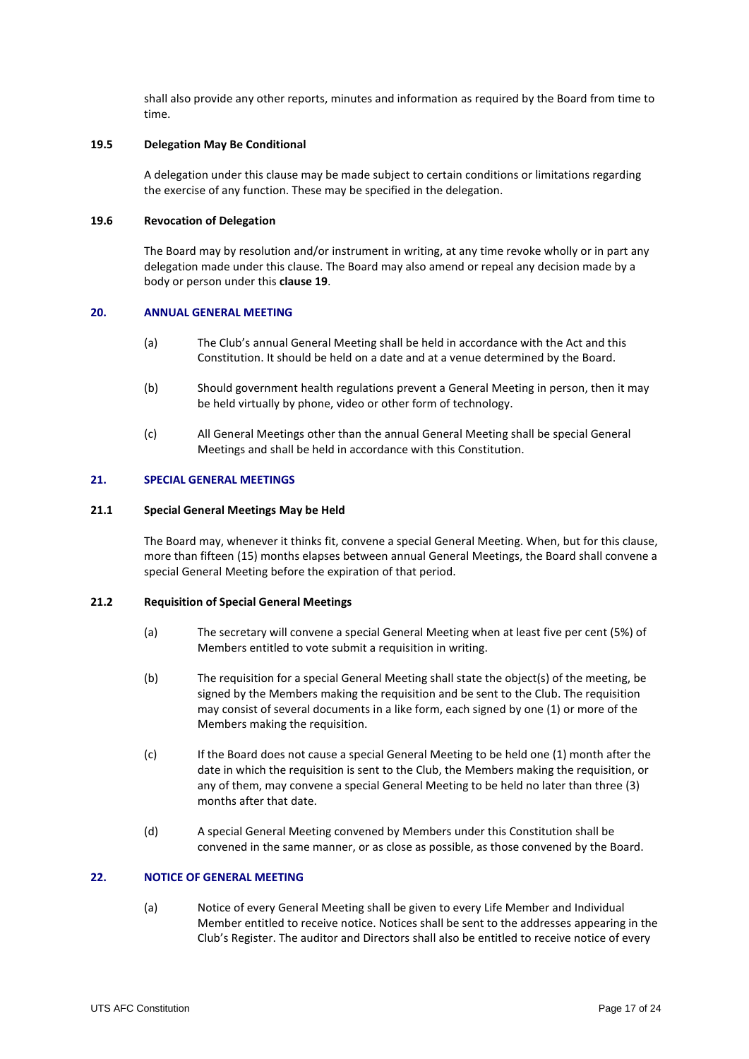shall also provide any other reports, minutes and information as required by the Board from time to time.

#### 19.5 Delegation May Be Conditional

A delegation under this clause may be made subject to certain conditions or limitations regarding the exercise of any function. These may be specified in the delegation.

#### 19.6 Revocation of Delegation

The Board may by resolution and/or instrument in writing, at any time revoke wholly or in part any delegation made under this clause. The Board may also amend or repeal any decision made by a body or person under this **clause 19**.

### 20. ANNUAL GENERAL MEETING

(a) The Club's annual General Meeting shall be held in accordance with the Act and this Constitution. It should be held on a date and at a venue determined by the Board.

(b) Should government health regulations prevent a General Meeting in person, then it may be held virtually by phone, video or other form of technology.

(c) All General Meetings other than the annual General Meeting shall be special General Meetings and shall be held in accordance with this Constitution.

### 21. SPECIAL GENERAL MEETINGS

#### 21.1 Special General Meetings May be Held

The Board may, whenever it thinks fit, convene a special General Meeting. When, but for this clause, more than fifteen (15) months elapses between annual General Meetings, the Board shall convene a special General Meeting before the expiration of that period.

#### 21.2 Requisition of Special General Meetings

(a) The secretary will convene a special General Meeting when at least five per cent (5%) of Members entitled to vote submit a requisition in writing.

(b) The requisition for a special General Meeting shall state the object(s) of the meeting, be signed by the Members making the requisition and be sent to the Club. The requisition may consist of several documents in a like form, each signed by one (1) or more of the Members making the requisition.

(c) If the Board does not cause a special General Meeting to be held one (1) month after the date in which the requisition is sent to the Club, the Members making the requisition, or any of them, may convene a special General Meeting to be held no later than three (3) months after that date.

(d) A special General Meeting convened by Members under this Constitution shall be convened in the same manner, or as close as possible, as those convened by the Board.

### 22. NOTICE OF GENERAL MEETING

(a) Notice of every General Meeting shall be given to every Life Member and Individual Member entitled to receive notice. Notices shall be sent to the addresses appearing in the Club's Register. The auditor and Directors shall also be entitled to receive notice of every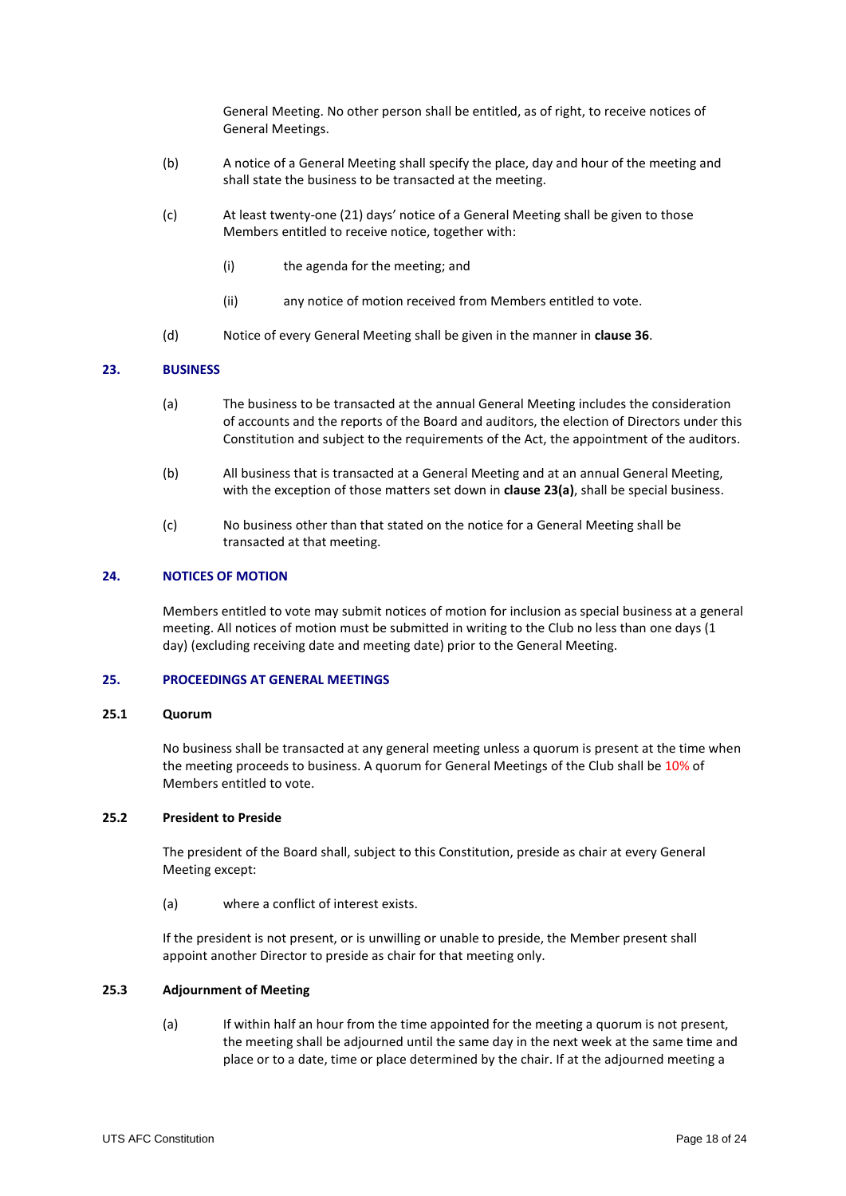General Meeting. No other person shall be entitled, as of right, to receive notices of General Meetings.

(b) A notice of a General Meeting shall specify the place, day and hour of the meeting and shall state the business to be transacted at the meeting.

(c) At least twenty-one (21) days' notice of a General Meeting shall be given to those Members entitled to receive notice, together with:

(i) the agenda for the meeting; and

(ii) any notice of motion received from Members entitled to vote.

(d) Notice of every General Meeting shall be given in the manner in **clause 36**.

## 23. BUSINESS

(a) The business to be transacted at the annual General Meeting includes the consideration of accounts and the reports of the Board and auditors, the election of Directors under this Constitution and subject to the requirements of the Act, the appointment of the auditors.

(b) All business that is transacted at a General Meeting and at an annual General Meeting, with the exception of those matters set down in **clause 23(a)**, shall be special business.

(c) No business other than that stated on the notice for a General Meeting shall be transacted at that meeting.

## 24. NOTICES OF MOTION

Members entitled to vote may submit notices of motion for inclusion as special business at a general meeting. All notices of motion must be submitted in writing to the Club no less than one days (1 day) (excluding receiving date and meeting date) prior to the General Meeting.

## 25. PROCEEDINGS AT GENERAL MEETINGS

### 25.1 Quorum

No business shall be transacted at any general meeting unless a quorum is present at the time when the meeting proceeds to business. A quorum for General Meetings of the Club shall be 10% of Members entitled to vote.

### 25.2 President to Preside

The president of the Board shall, subject to this Constitution, preside as chair at every General Meeting except:

(a) where a conflict of interest exists.

If the president is not present, or is unwilling or unable to preside, the Member present shall appoint another Director to preside as chair for that meeting only.

### 25.3 Adjournment of Meeting

(a) If within half an hour from the time appointed for the meeting a quorum is not present, the meeting shall be adjourned until the same day in the next week at the same time and place or to a date, time or place determined by the chair. If at the adjourned meeting a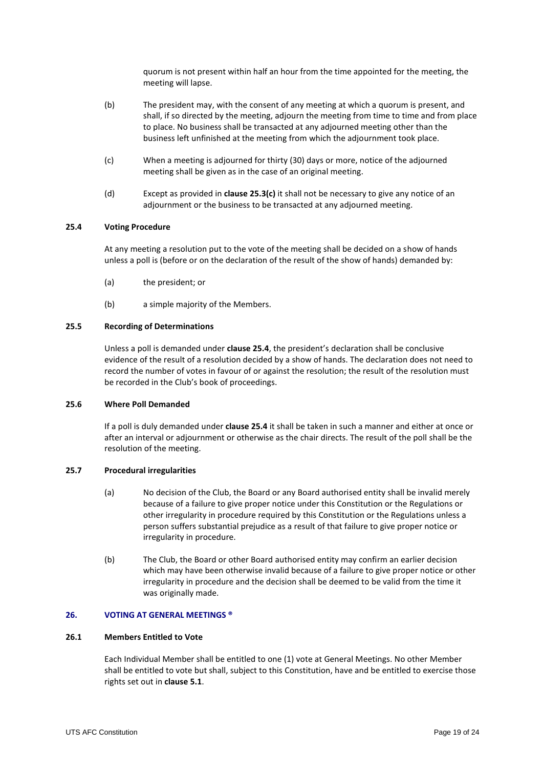quorum is not present within half an hour from the time appointed for the meeting, the meeting will lapse.

(b) The president may, with the consent of any meeting at which a quorum is present, and shall, if so directed by the meeting, adjourn the meeting from time to time and from place to place. No business shall be transacted at any adjourned meeting other than the business left unfinished at the meeting from which the adjournment took place.

(c) When a meeting is adjourned for thirty (30) days or more, notice of the adjourned meeting shall be given as in the case of an original meeting.

(d) Except as provided in **clause 25.3(c)** it shall not be necessary to give any notice of an adjournment or the business to be transacted at any adjourned meeting.

**25.4 Voting Procedure**

At any meeting a resolution put to the vote of the meeting shall be decided on a show of hands unless a poll is (before or on the declaration of the result of the show of hands) demanded by:

(a) the president; or

(b) a simple majority of the Members.

**25.5 Recording of Determinations**

Unless a poll is demanded under **clause 25.4**, the president's declaration shall be conclusive evidence of the result of a resolution decided by a show of hands. The declaration does not need to record the number of votes in favour of or against the resolution; the result of the resolution must be recorded in the Club's book of proceedings.

**25.6 Where Poll Demanded**

If a poll is duly demanded under **clause 25.4** it shall be taken in such a manner and either at once or after an interval or adjournment or otherwise as the chair directs. The result of the poll shall be the resolution of the meeting.

**25.7 Procedural irregularities**

(a) No decision of the Club, the Board or any Board authorised entity shall be invalid merely because of a failure to give proper notice under this Constitution or the Regulations or other irregularity in procedure required by this Constitution or the Regulations unless a person suffers substantial prejudice as a result of that failure to give proper notice or irregularity in procedure.

(b) The Club, the Board or other Board authorised entity may confirm an earlier decision which may have been otherwise invalid because of a failure to give proper notice or other irregularity in procedure and the decision shall be deemed to be valid from the time it was originally made.

## 26. VOTING AT GENERAL MEETINGS ®

**26.1 Members Entitled to Vote**

Each Individual Member shall be entitled to one (1) vote at General Meetings. No other Member shall be entitled to vote but shall, subject to this Constitution, have and be entitled to exercise those rights set out in **clause 5.1**.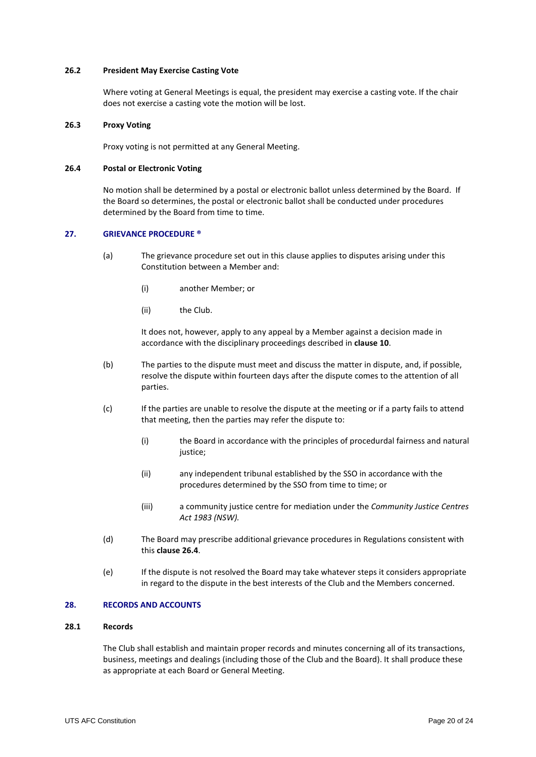### 26.2 President May Exercise Casting Vote

Where voting at General Meetings is equal, the president may exercise a casting vote. If the chair does not exercise a casting vote the motion will be lost.

### 26.3 Proxy Voting

Proxy voting is not permitted at any General Meeting.

### 26.4 Postal or Electronic Voting

No motion shall be determined by a postal or electronic ballot unless determined by the Board. If the Board so determines, the postal or electronic ballot shall be conducted under procedures determined by the Board from time to time.

## 27. GRIEVANCE PROCEDURE ®

(a) The grievance procedure set out in this clause applies to disputes arising under this Constitution between a Member and:

  (i) another Member; or

  (ii) the Club.

  It does not, however, apply to any appeal by a Member against a decision made in accordance with the disciplinary proceedings described in **clause 10**.

(b) The parties to the dispute must meet and discuss the matter in dispute, and, if possible, resolve the dispute within fourteen days after the dispute comes to the attention of all parties.

(c) If the parties are unable to resolve the dispute at the meeting or if a party fails to attend that meeting, then the parties may refer the dispute to:

  (i) the Board in accordance with the principles of procedurdal fairness and natural justice;

  (ii) any independent tribunal established by the SSO in accordance with the procedures determined by the SSO from time to time; or

  (iii) a community justice centre for mediation under the *Community Justice Centres Act 1983 (NSW).*

(d) The Board may prescribe additional grievance procedures in Regulations consistent with this **clause 26.4**.

(e) If the dispute is not resolved the Board may take whatever steps it considers appropriate in regard to the dispute in the best interests of the Club and the Members concerned.

## 28. RECORDS AND ACCOUNTS

### 28.1 Records

The Club shall establish and maintain proper records and minutes concerning all of its transactions, business, meetings and dealings (including those of the Club and the Board). It shall produce these as appropriate at each Board or General Meeting.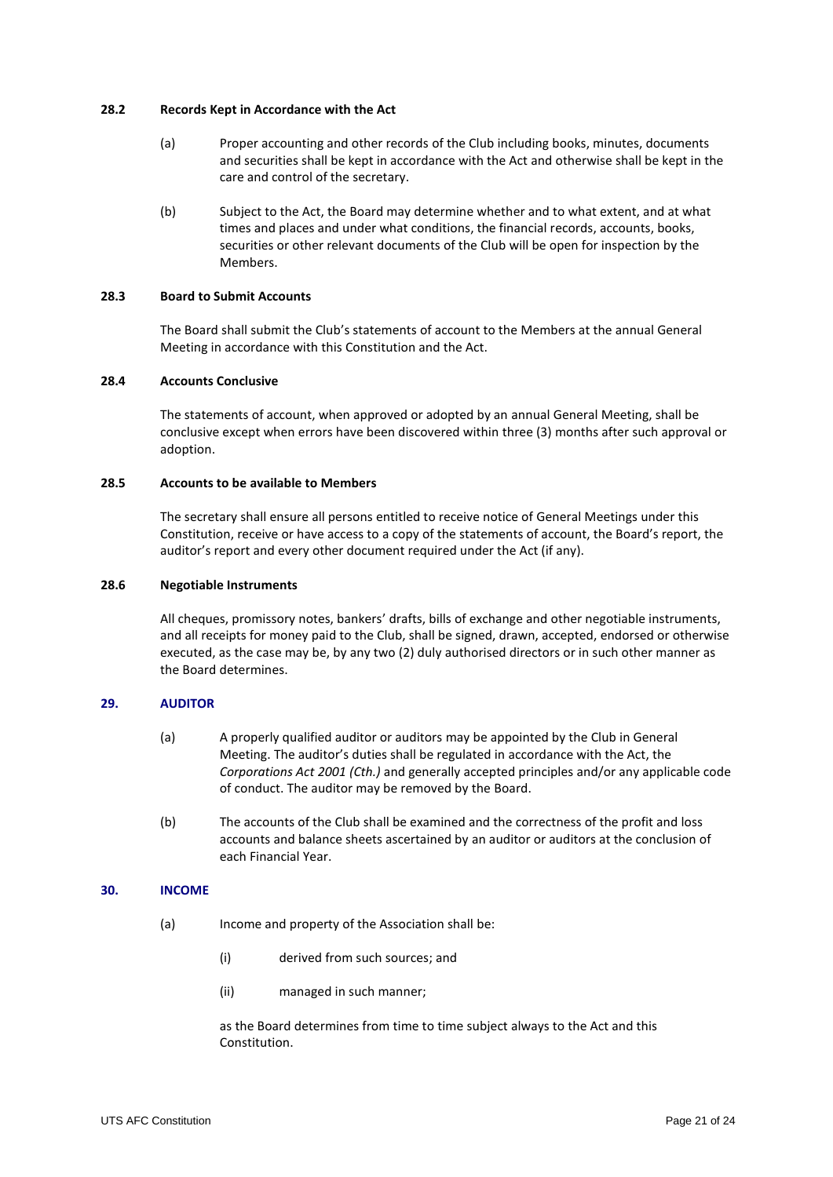### 28.2 Records Kept in Accordance with the Act

(a) Proper accounting and other records of the Club including books, minutes, documents and securities shall be kept in accordance with the Act and otherwise shall be kept in the care and control of the secretary.

(b) Subject to the Act, the Board may determine whether and to what extent, and at what times and places and under what conditions, the financial records, accounts, books, securities or other relevant documents of the Club will be open for inspection by the Members.

### 28.3 Board to Submit Accounts

The Board shall submit the Club's statements of account to the Members at the annual General Meeting in accordance with this Constitution and the Act.

### 28.4 Accounts Conclusive

The statements of account, when approved or adopted by an annual General Meeting, shall be conclusive except when errors have been discovered within three (3) months after such approval or adoption.

### 28.5 Accounts to be available to Members

The secretary shall ensure all persons entitled to receive notice of General Meetings under this Constitution, receive or have access to a copy of the statements of account, the Board's report, the auditor's report and every other document required under the Act (if any).

### 28.6 Negotiable Instruments

All cheques, promissory notes, bankers' drafts, bills of exchange and other negotiable instruments, and all receipts for money paid to the Club, shall be signed, drawn, accepted, endorsed or otherwise executed, as the case may be, by any two (2) duly authorised directors or in such other manner as the Board determines.

## 29. AUDITOR

(a) A properly qualified auditor or auditors may be appointed by the Club in General Meeting. The auditor's duties shall be regulated in accordance with the Act, the *Corporations Act 2001 (Cth.)* and generally accepted principles and/or any applicable code of conduct. The auditor may be removed by the Board.

(b) The accounts of the Club shall be examined and the correctness of the profit and loss accounts and balance sheets ascertained by an auditor or auditors at the conclusion of each Financial Year.

## 30. INCOME

(a) Income and property of the Association shall be:

  (i) derived from such sources; and

  (ii) managed in such manner;

as the Board determines from time to time subject always to the Act and this Constitution.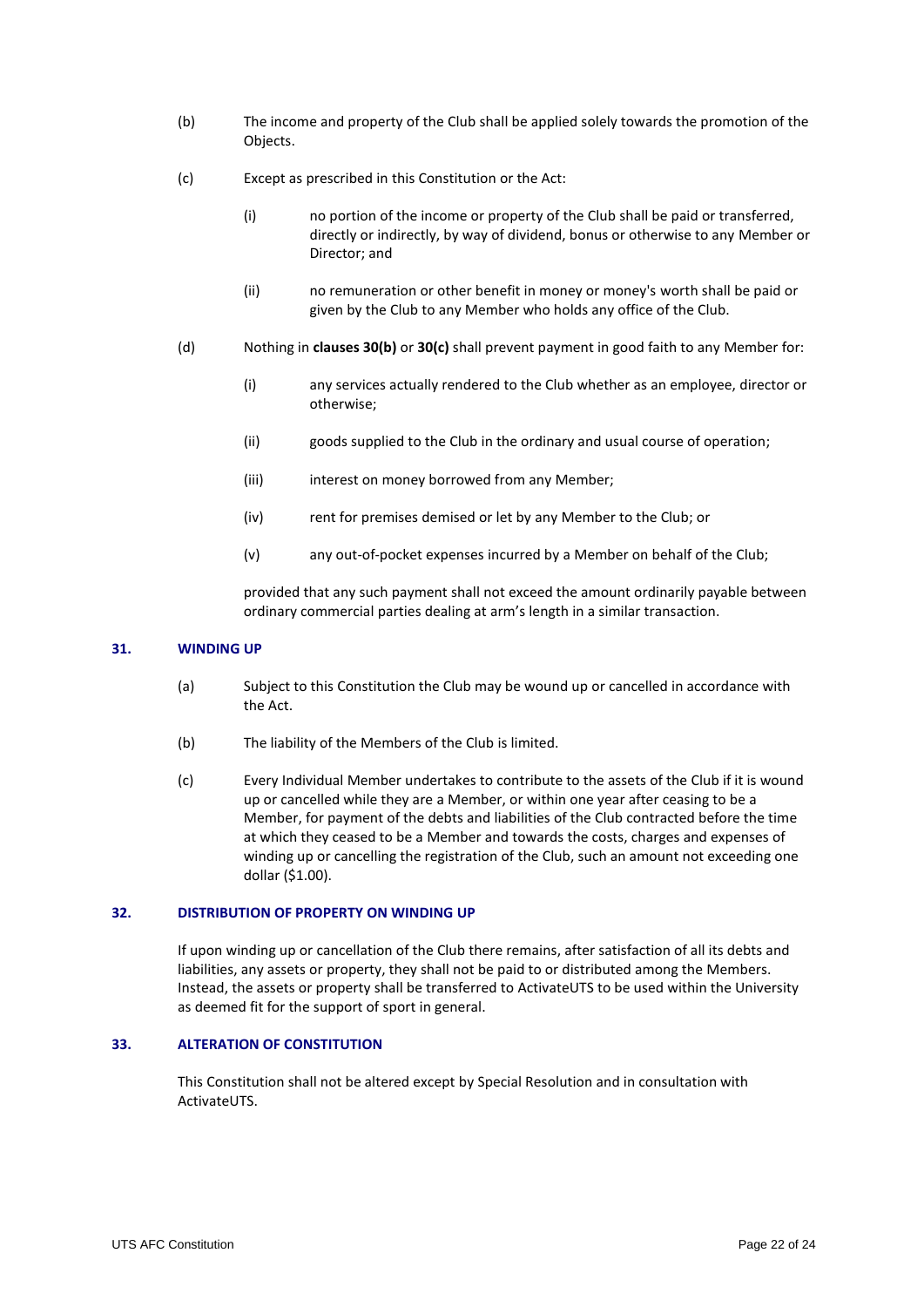(b) The income and property of the Club shall be applied solely towards the promotion of the Objects.

(c) Except as prescribed in this Constitution or the Act:

  (i) no portion of the income or property of the Club shall be paid or transferred, directly or indirectly, by way of dividend, bonus or otherwise to any Member or Director; and

  (ii) no remuneration or other benefit in money or money's worth shall be paid or given by the Club to any Member who holds any office of the Club.

(d) Nothing in **clauses 30(b)** or **30(c)** shall prevent payment in good faith to any Member for:

  (i) any services actually rendered to the Club whether as an employee, director or otherwise;

  (ii) goods supplied to the Club in the ordinary and usual course of operation;

  (iii) interest on money borrowed from any Member;

  (iv) rent for premises demised or let by any Member to the Club; or

  (v) any out-of-pocket expenses incurred by a Member on behalf of the Club;

  provided that any such payment shall not exceed the amount ordinarily payable between ordinary commercial parties dealing at arm's length in a similar transaction.

## 31. WINDING UP

(a) Subject to this Constitution the Club may be wound up or cancelled in accordance with the Act.

(b) The liability of the Members of the Club is limited.

(c) Every Individual Member undertakes to contribute to the assets of the Club if it is wound up or cancelled while they are a Member, or within one year after ceasing to be a Member, for payment of the debts and liabilities of the Club contracted before the time at which they ceased to be a Member and towards the costs, charges and expenses of winding up or cancelling the registration of the Club, such an amount not exceeding one dollar ($1.00).

## 32. DISTRIBUTION OF PROPERTY ON WINDING UP

If upon winding up or cancellation of the Club there remains, after satisfaction of all its debts and liabilities, any assets or property, they shall not be paid to or distributed among the Members. Instead, the assets or property shall be transferred to ActivateUTS to be used within the University as deemed fit for the support of sport in general.

## 33. ALTERATION OF CONSTITUTION

This Constitution shall not be altered except by Special Resolution and in consultation with ActivateUTS.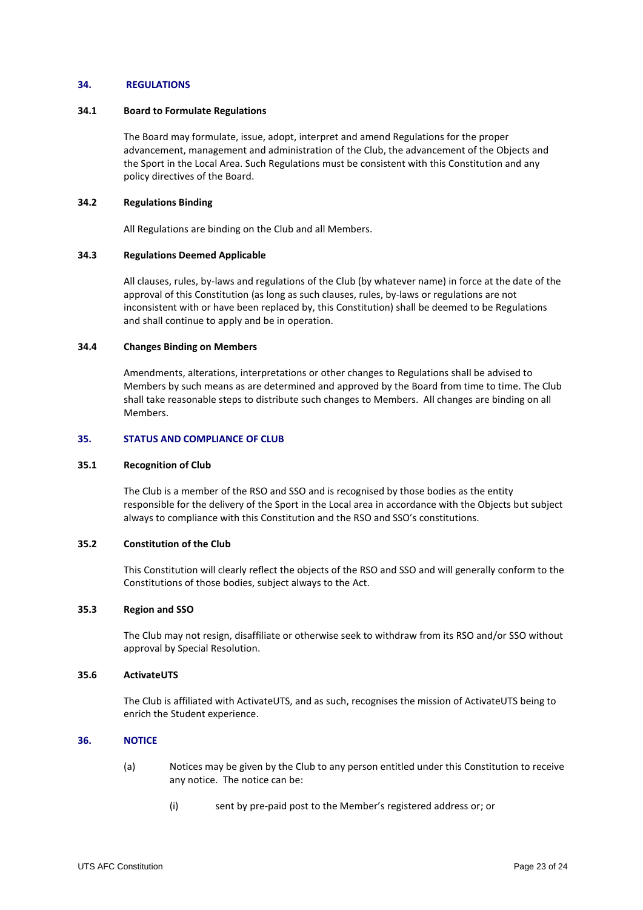## 34. REGULATIONS

### 34.1 Board to Formulate Regulations

The Board may formulate, issue, adopt, interpret and amend Regulations for the proper advancement, management and administration of the Club, the advancement of the Objects and the Sport in the Local Area. Such Regulations must be consistent with this Constitution and any policy directives of the Board.

### 34.2 Regulations Binding

All Regulations are binding on the Club and all Members.

### 34.3 Regulations Deemed Applicable

All clauses, rules, by-laws and regulations of the Club (by whatever name) in force at the date of the approval of this Constitution (as long as such clauses, rules, by-laws or regulations are not inconsistent with or have been replaced by, this Constitution) shall be deemed to be Regulations and shall continue to apply and be in operation.

### 34.4 Changes Binding on Members

Amendments, alterations, interpretations or other changes to Regulations shall be advised to Members by such means as are determined and approved by the Board from time to time. The Club shall take reasonable steps to distribute such changes to Members. All changes are binding on all Members.

## 35. STATUS AND COMPLIANCE OF CLUB

### 35.1 Recognition of Club

The Club is a member of the RSO and SSO and is recognised by those bodies as the entity responsible for the delivery of the Sport in the Local area in accordance with the Objects but subject always to compliance with this Constitution and the RSO and SSO's constitutions.

### 35.2 Constitution of the Club

This Constitution will clearly reflect the objects of the RSO and SSO and will generally conform to the Constitutions of those bodies, subject always to the Act.

### 35.3 Region and SSO

The Club may not resign, disaffiliate or otherwise seek to withdraw from its RSO and/or SSO without approval by Special Resolution.

### 35.6 ActivateUTS

The Club is affiliated with ActivateUTS, and as such, recognises the mission of ActivateUTS being to enrich the Student experience.

## 36. NOTICE

(a) Notices may be given by the Club to any person entitled under this Constitution to receive any notice. The notice can be:

   (i) sent by pre-paid post to the Member's registered address or; or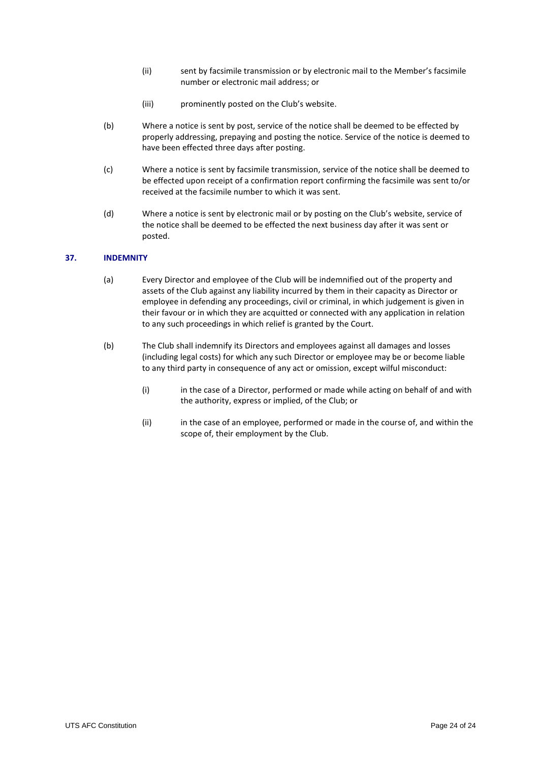(ii) sent by facsimile transmission or by electronic mail to the Member's facsimile number or electronic mail address; or

(iii) prominently posted on the Club's website.

(b) Where a notice is sent by post, service of the notice shall be deemed to be effected by properly addressing, prepaying and posting the notice. Service of the notice is deemed to have been effected three days after posting.

(c) Where a notice is sent by facsimile transmission, service of the notice shall be deemed to be effected upon receipt of a confirmation report confirming the facsimile was sent to/or received at the facsimile number to which it was sent.

(d) Where a notice is sent by electronic mail or by posting on the Club's website, service of the notice shall be deemed to be effected the next business day after it was sent or posted.

## 37. INDEMNITY

(a) Every Director and employee of the Club will be indemnified out of the property and assets of the Club against any liability incurred by them in their capacity as Director or employee in defending any proceedings, civil or criminal, in which judgement is given in their favour or in which they are acquitted or connected with any application in relation to any such proceedings in which relief is granted by the Court.

(b) The Club shall indemnify its Directors and employees against all damages and losses (including legal costs) for which any such Director or employee may be or become liable to any third party in consequence of any act or omission, except wilful misconduct:

(i) in the case of a Director, performed or made while acting on behalf of and with the authority, express or implied, of the Club; or

(ii) in the case of an employee, performed or made in the course of, and within the scope of, their employment by the Club.